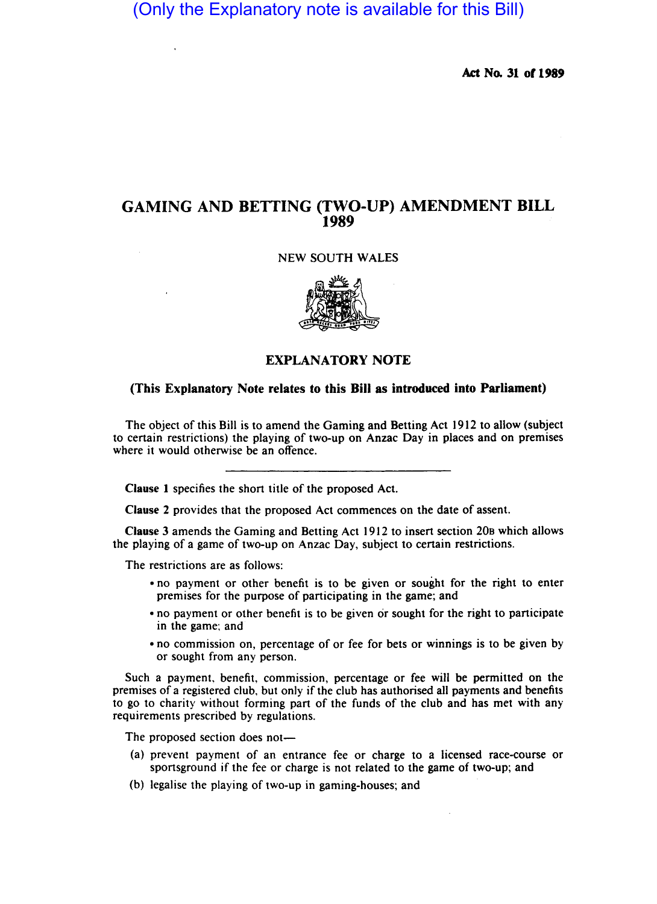(Only the Explanatory note is available for this Bill)

**Act No. 31 of 1989**

# GAMING AND BETTING (TWO-UP) AMENDMENT BILL 1989

NEW SOUTH WALES

## EXPLANATORY NOTE

**(This Explanatory Note relates to this Bill as introduced into Parliament)**

The object of this Bill is to amend the Gaming and Betting Act 1912 to allow (subject to certain restrictions) the playing of two-up on Anzac Day in places and on premises where it would otherwise be an offence.

---

**Clause 1** specifies the short title of the proposed Act.

**Clause 2** provides that the proposed Act commences on the date of assent.

**Clause 3** amends the Gaming and Betting Act 1912 to insert section 20B which allows the playing of a game of two-up on Anzac Day, subject to certain restrictions.

The restrictions are as follows:

- no payment or other benefit is to be given or sought for the right to enter premises for the purpose of participating in the game; and
- no payment or other benefit is to be given or sought for the right to participate in the game; and
- no commission on, percentage of or fee for bets or winnings is to be given by or sought from any person.

Such a payment, benefit, commission, percentage or fee will be permitted on the premises of a registered club, but only if the club has authorised all payments and benefits to go to charity without forming part of the funds of the club and has met with any requirements prescribed by regulations.

The proposed section does not—

(a) prevent payment of an entrance fee or charge to a licensed race-course or sportsground if the fee or charge is not related to the game of two-up; and

(b) legalise the playing of two-up in gaming-houses; and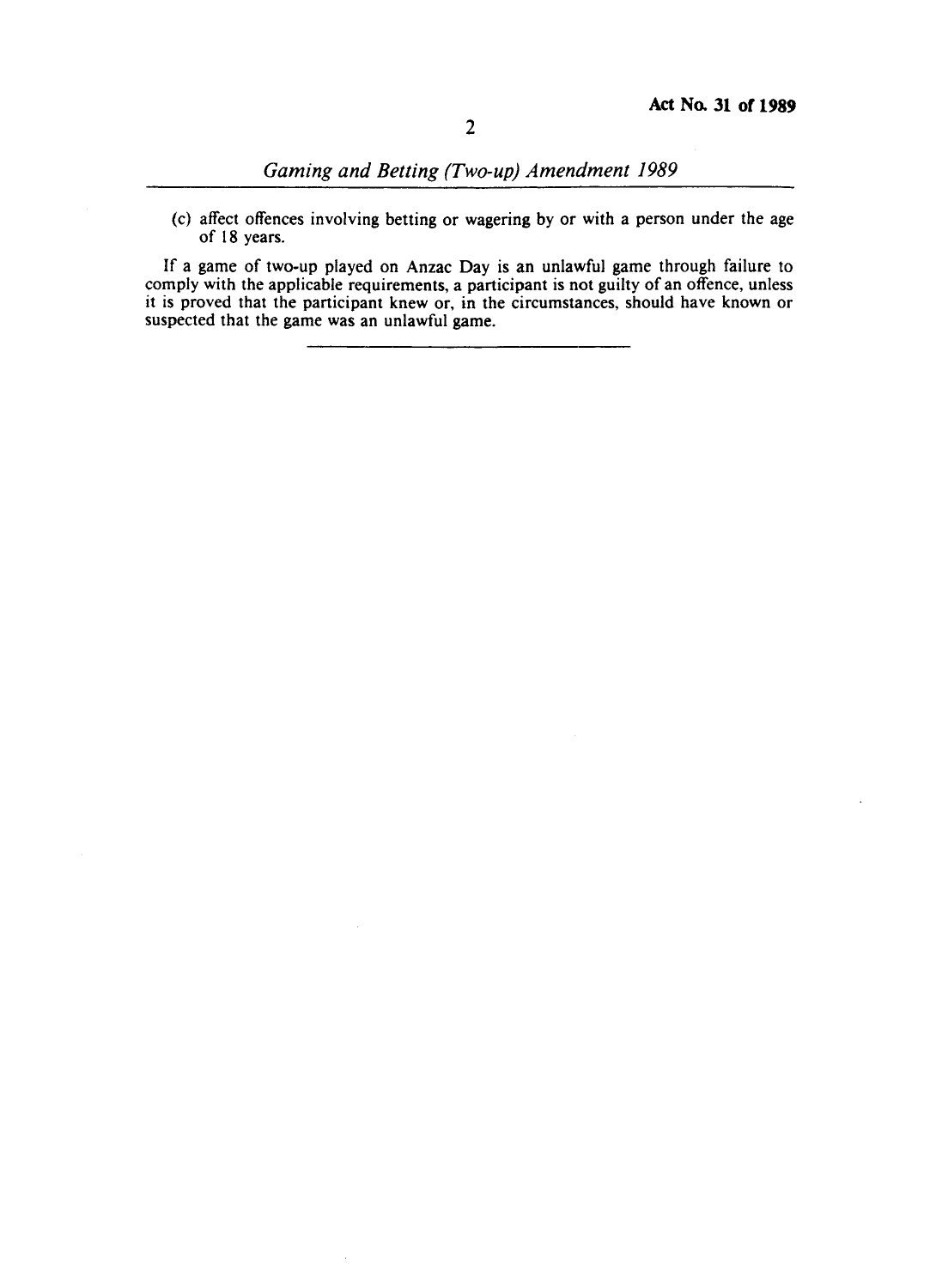(c) affect offences involving betting or wagering by or with a person under the age of 18 years.

If a game of two-up played on Anzac Day is an unlawful game through failure to comply with the applicable requirements, a participant is not guilty of an offence, unless it is proved that the participant knew or, in the circumstances, should have known or suspected that the game was an unlawful game.